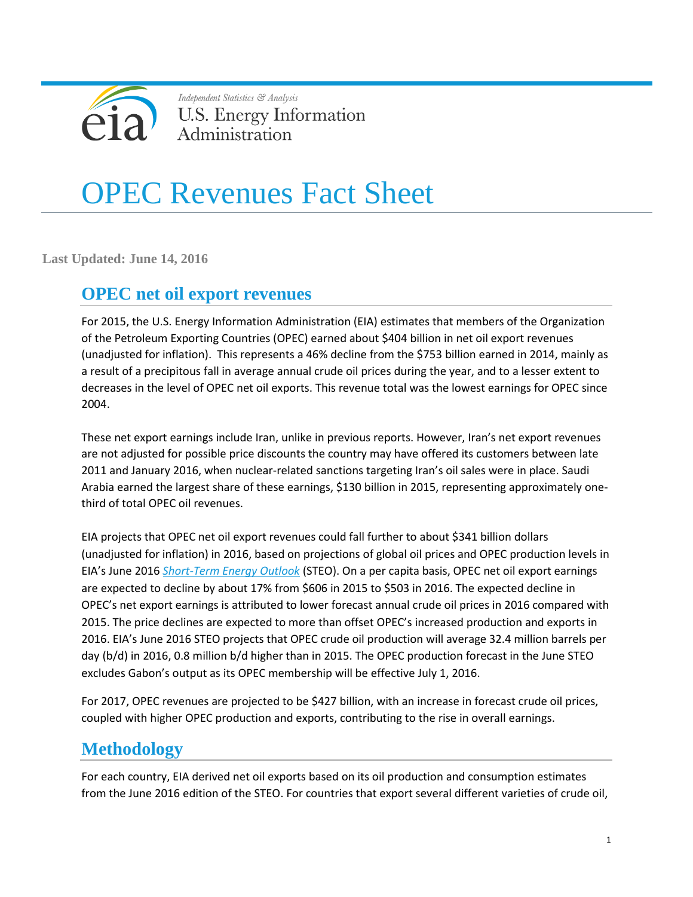Independent Statistics & Analysis
U.S. Energy Information Administration

# OPEC Revenues Fact Sheet

**Last Updated: June 14, 2016**

## OPEC net oil export revenues

For 2015, the U.S. Energy Information Administration (EIA) estimates that members of the Organization of the Petroleum Exporting Countries (OPEC) earned about $404 billion in net oil export revenues (unadjusted for inflation). This represents a 46% decline from the $753 billion earned in 2014, mainly as a result of a precipitous fall in average annual crude oil prices during the year, and to a lesser extent to decreases in the level of OPEC net oil exports. This revenue total was the lowest earnings for OPEC since 2004.

These net export earnings include Iran, unlike in previous reports. However, Iran's net export revenues are not adjusted for possible price discounts the country may have offered its customers between late 2011 and January 2016, when nuclear-related sanctions targeting Iran's oil sales were in place. Saudi Arabia earned the largest share of these earnings, $130 billion in 2015, representing approximately one-third of total OPEC oil revenues.

EIA projects that OPEC net oil export revenues could fall further to about $341 billion dollars (unadjusted for inflation) in 2016, based on projections of global oil prices and OPEC production levels in EIA's June 2016 *Short-Term Energy Outlook* (STEO). On a per capita basis, OPEC net oil export earnings are expected to decline by about 17% from $606 in 2015 to $503 in 2016. The expected decline in OPEC's net export earnings is attributed to lower forecast annual crude oil prices in 2016 compared with 2015. The price declines are expected to more than offset OPEC's increased production and exports in 2016. EIA's June 2016 STEO projects that OPEC crude oil production will average 32.4 million barrels per day (b/d) in 2016, 0.8 million b/d higher than in 2015. The OPEC production forecast in the June STEO excludes Gabon's output as its OPEC membership will be effective July 1, 2016.

For 2017, OPEC revenues are projected to be $427 billion, with an increase in forecast crude oil prices, coupled with higher OPEC production and exports, contributing to the rise in overall earnings.

## Methodology

For each country, EIA derived net oil exports based on its oil production and consumption estimates from the June 2016 edition of the STEO. For countries that export several different varieties of crude oil,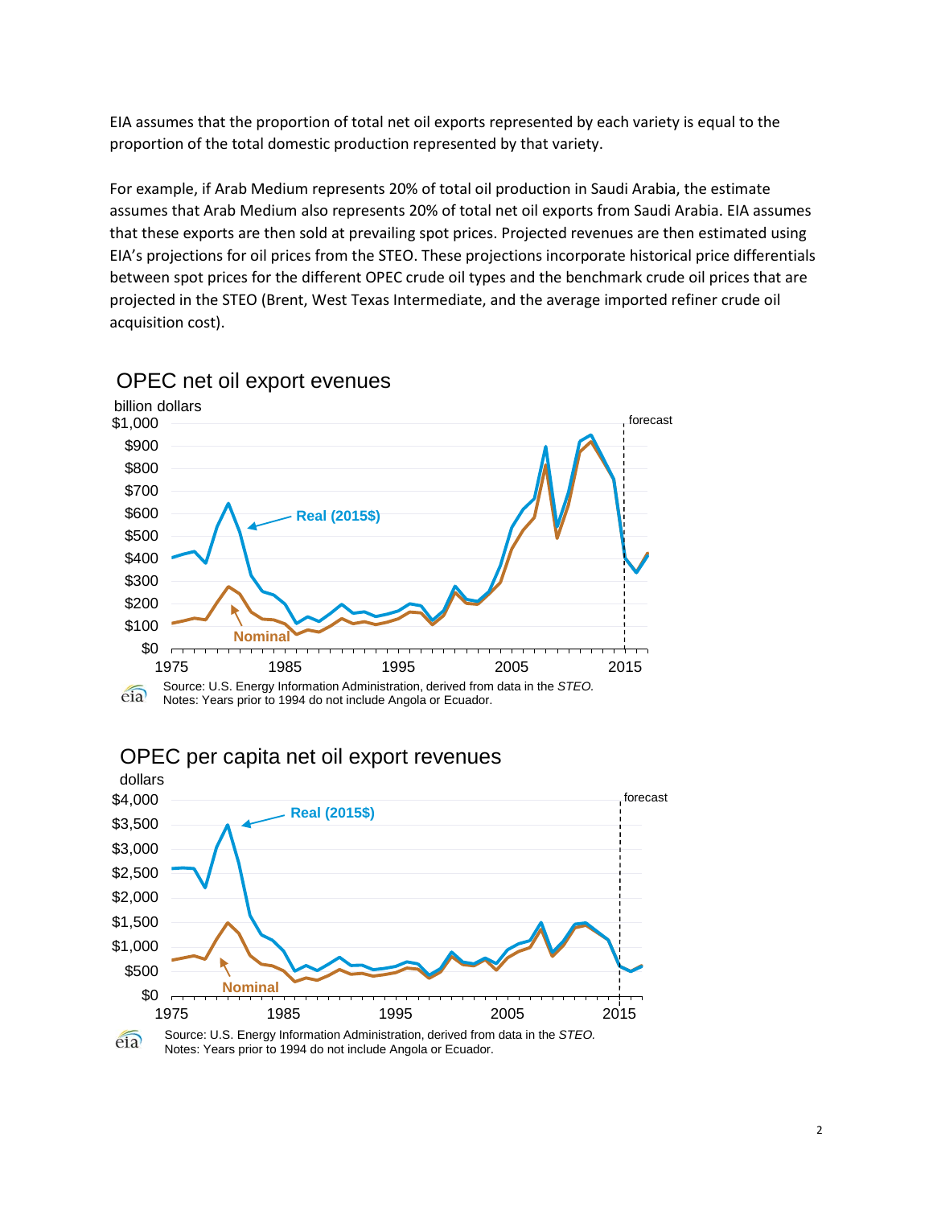EIA assumes that the proportion of total net oil exports represented by each variety is equal to the proportion of the total domestic production represented by that variety.

For example, if Arab Medium represents 20% of total oil production in Saudi Arabia, the estimate assumes that Arab Medium also represents 20% of total net oil exports from Saudi Arabia. EIA assumes that these exports are then sold at prevailing spot prices. Projected revenues are then estimated using EIA's projections for oil prices from the STEO. These projections incorporate historical price differentials between spot prices for the different OPEC crude oil types and the benchmark crude oil prices that are projected in the STEO (Brent, West Texas Intermediate, and the average imported refiner crude oil acquisition cost).

OPEC net oil export evenues

Source: U.S. Energy Information Administration, derived from data in the *STEO*.
Notes: Years prior to 1994 do not include Angola or Ecuador.

OPEC per capita net oil export revenues

Source: U.S. Energy Information Administration, derived from data in the *STEO*.
Notes: Years prior to 1994 do not include Angola or Ecuador.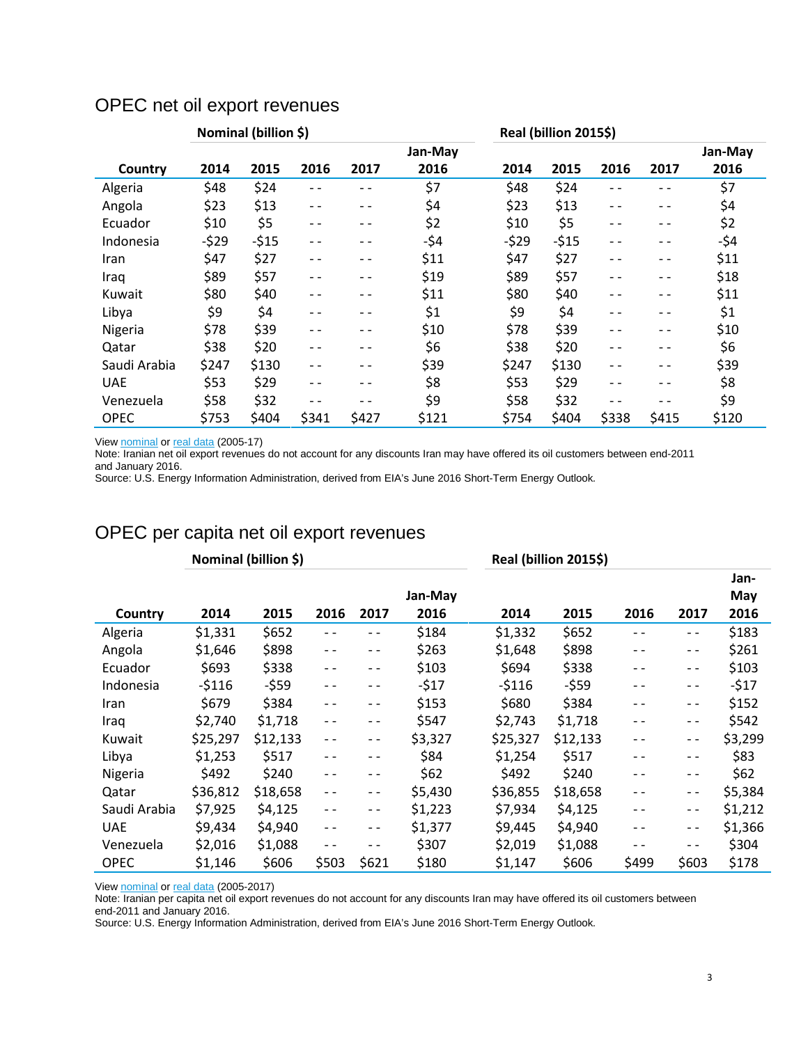## OPEC net oil export revenues

| | Nominal (billion $) | | | | | Real (billion 2015$) | | | | |
|---|---|---|---|---|---|---|---|---|---|---|
| Country | 2014 | 2015 | 2016 | 2017 | Jan-May 2016 | 2014 | 2015 | 2016 | 2017 | Jan-May 2016 |
| Algeria | $48 | $24 | - - | - - | $7 | $48 | $24 | - - | - - | $7 |
| Angola | $23 | $13 | - - | - - | $4 | $23 | $13 | - - | - - | $4 |
| Ecuador | $10 | $5 | - - | - - | $2 | $10 | $5 | - - | - - | $2 |
| Indonesia | -$29 | -$15 | - - | - - | -$4 | -$29 | -$15 | - - | - - | -$4 |
| Iran | $47 | $27 | - - | - - | $11 | $47 | $27 | - - | - - | $11 |
| Iraq | $89 | $57 | - - | - - | $19 | $89 | $57 | - - | - - | $18 |
| Kuwait | $80 | $40 | - - | - - | $11 | $80 | $40 | - - | - - | $11 |
| Libya | $9 | $4 | - - | - - | $1 | $9 | $4 | - - | - - | $1 |
| Nigeria | $78 | $39 | - - | - - | $10 | $78 | $39 | - - | - - | $10 |
| Qatar | $38 | $20 | - - | - - | $6 | $38 | $20 | - - | - - | $6 |
| Saudi Arabia | $247 | $130 | - - | - - | $39 | $247 | $130 | - - | - - | $39 |
| UAE | $53 | $29 | - - | - - | $8 | $53 | $29 | - - | - - | $8 |
| Venezuela | $58 | $32 | - - | - - | $9 | $58 | $32 | - - | - - | $9 |
| OPEC | $753 | $404 | $341 | $427 | $121 | $754 | $404 | $338 | $415 | $120 |

View nominal or real data (2005-17)
Note: Iranian net oil export revenues do not account for any discounts Iran may have offered its oil customers between end-2011 and January 2016.
Source: U.S. Energy Information Administration, derived from EIA's June 2016 Short-Term Energy Outlook.

## OPEC per capita net oil export revenues

| | Nominal (billion $) | | | | | Real (billion 2015$) | | | | |
|---|---|---|---|---|---|---|---|---|---|---|
| Country | 2014 | 2015 | 2016 | 2017 | Jan-May 2016 | 2014 | 2015 | 2016 | 2017 | Jan-May 2016 |
| Algeria | $1,331 | $652 | - - | - - | $184 | $1,332 | $652 | - - | - - | $183 |
| Angola | $1,646 | $898 | - - | - - | $263 | $1,648 | $898 | - - | - - | $261 |
| Ecuador | $693 | $338 | - - | - - | $103 | $694 | $338 | - - | - - | $103 |
| Indonesia | -$116 | -$59 | - - | - - | -$17 | -$116 | -$59 | - - | - - | -$17 |
| Iran | $679 | $384 | - - | - - | $153 | $680 | $384 | - - | - - | $152 |
| Iraq | $2,740 | $1,718 | - - | - - | $547 | $2,743 | $1,718 | - - | - - | $542 |
| Kuwait | $25,297 | $12,133 | - - | - - | $3,327 | $25,327 | $12,133 | - - | - - | $3,299 |
| Libya | $1,253 | $517 | - - | - - | $84 | $1,254 | $517 | - - | - - | $83 |
| Nigeria | $492 | $240 | - - | - - | $62 | $492 | $240 | - - | - - | $62 |
| Qatar | $36,812 | $18,658 | - - | - - | $5,430 | $36,855 | $18,658 | - - | - - | $5,384 |
| Saudi Arabia | $7,925 | $4,125 | - - | - - | $1,223 | $7,934 | $4,125 | - - | - - | $1,212 |
| UAE | $9,434 | $4,940 | - - | - - | $1,377 | $9,445 | $4,940 | - - | - - | $1,366 |
| Venezuela | $2,016 | $1,088 | - - | - - | $307 | $2,019 | $1,088 | - - | - - | $304 |
| OPEC | $1,146 | $606 | $503 | $621 | $180 | $1,147 | $606 | $499 | $603 | $178 |

View nominal or real data (2005-2017)
Note: Iranian per capita net oil export revenues do not account for any discounts Iran may have offered its oil customers between end-2011 and January 2016.
Source: U.S. Energy Information Administration, derived from EIA's June 2016 Short-Term Energy Outlook.